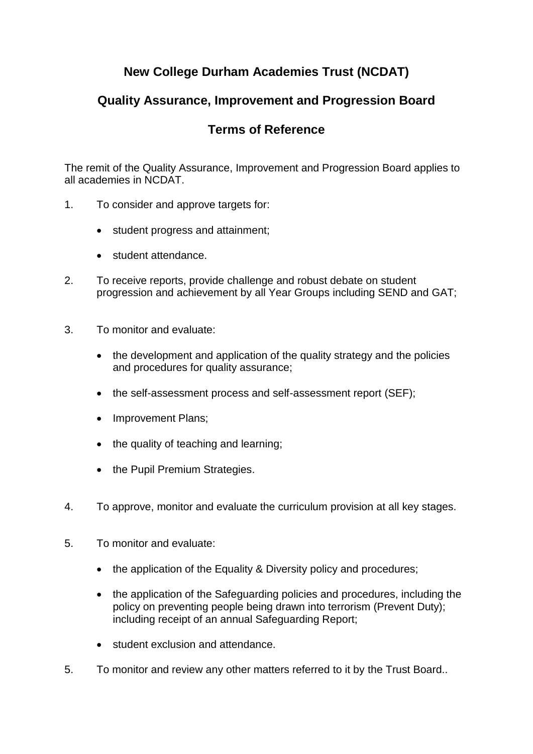# New College Durham Academies Trust (NCDAT)

## Quality Assurance, Improvement and Progression Board

## Terms of Reference

The remit of the Quality Assurance, Improvement and Progression Board applies to all academies in NCDAT.

1. To consider and approve targets for:

   - student progress and attainment;
   - student attendance.

2. To receive reports, provide challenge and robust debate on student progression and achievement by all Year Groups including SEND and GAT;

3. To monitor and evaluate:

   - the development and application of the quality strategy and the policies and procedures for quality assurance;
   - the self-assessment process and self-assessment report (SEF);
   - Improvement Plans;
   - the quality of teaching and learning;
   - the Pupil Premium Strategies.

4. To approve, monitor and evaluate the curriculum provision at all key stages.

5. To monitor and evaluate:

   - the application of the Equality & Diversity policy and procedures;
   - the application of the Safeguarding policies and procedures, including the policy on preventing people being drawn into terrorism (Prevent Duty); including receipt of an annual Safeguarding Report;
   - student exclusion and attendance.

5. To monitor and review any other matters referred to it by the Trust Board..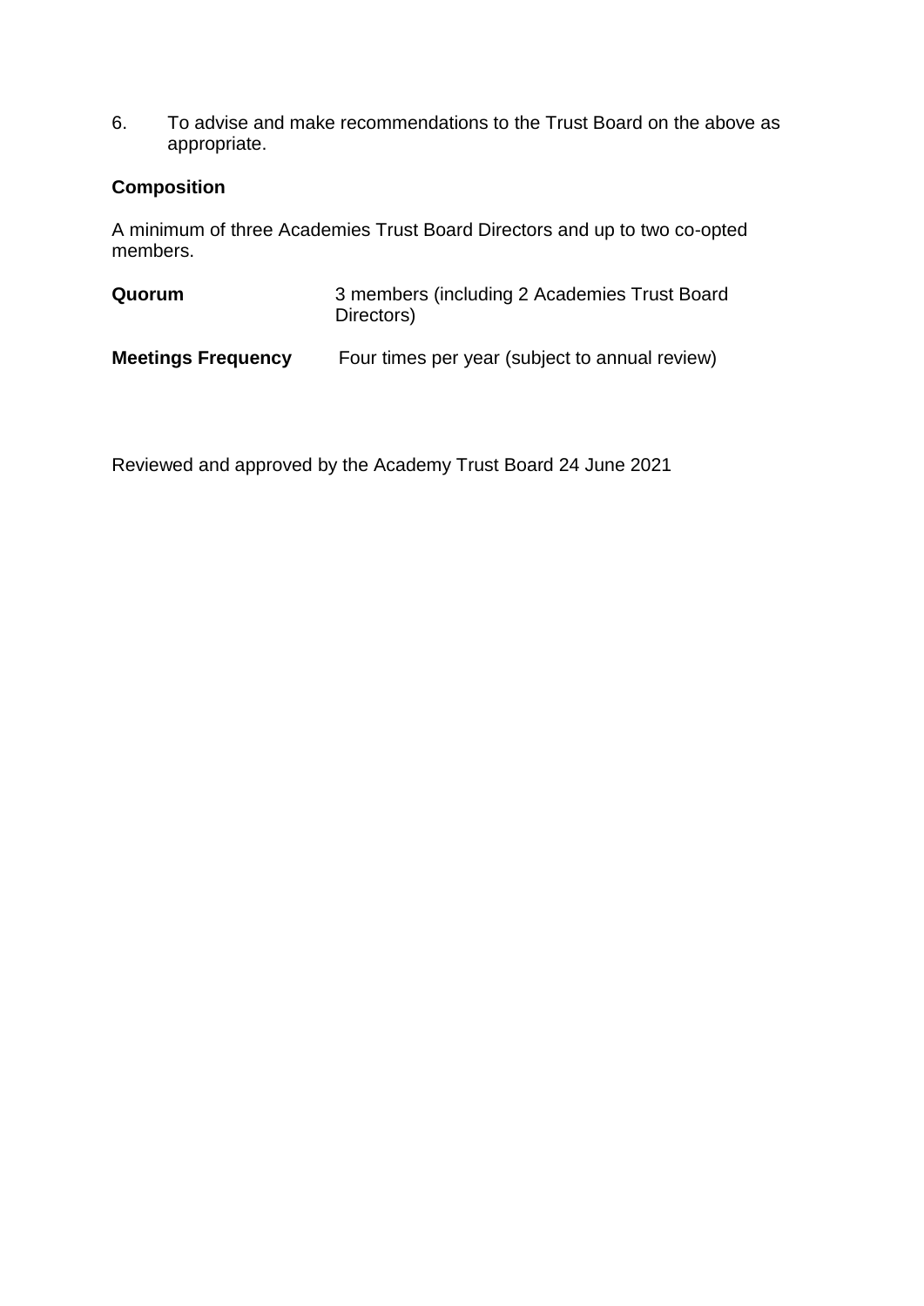6. To advise and make recommendations to the Trust Board on the above as appropriate.

**Composition**

A minimum of three Academies Trust Board Directors and up to two co-opted members.

**Quorum** 3 members (including 2 Academies Trust Board Directors)

**Meetings Frequency** Four times per year (subject to annual review)

Reviewed and approved by the Academy Trust Board 24 June 2021